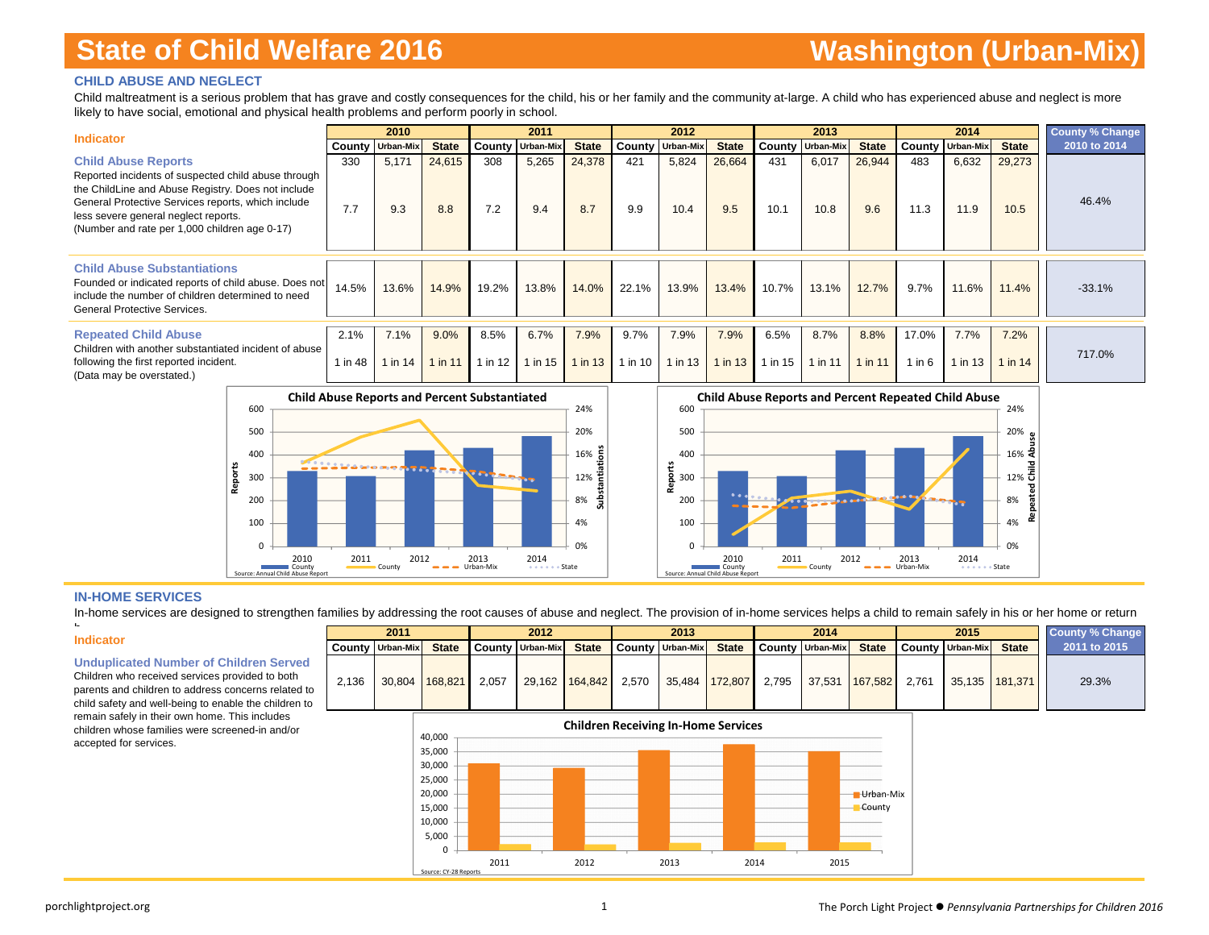# State of Child Welfare 2016 — Washington (Urban-Mix)

## CHILD ABUSE AND NEGLECT

Child maltreatment is a serious problem that has grave and costly consequences for the child, his or her family and the community at-large. A child who has experienced abuse and neglect is more likely to have social, emotional and physical health problems and perform poorly in school.

| Indicator | 2010 | | | 2011 | | | 2012 | | | 2013 | | | 2014 | | | County % Change 2010 to 2014 |
|---|---|---|---|---|---|---|---|---|---|---|---|---|---|---|---|---|
| | County | Urban-Mix | State | County | Urban-Mix | State | County | Urban-Mix | State | County | Urban-Mix | State | County | Urban-Mix | State | |
| **Child Abuse Reports** Reported incidents of suspected child abuse through the ChildLine and Abuse Registry. Does not include General Protective Services reports, which include less severe general neglect reports. (Number and rate per 1,000 children age 0-17) | 330 | 5,171 | 24,615 | 308 | 5,265 | 24,378 | 421 | 5,824 | 26,664 | 431 | 6,017 | 26,944 | 483 | 6,632 | 29,273 | 46.4% |
| | 7.7 | 9.3 | 8.8 | 7.2 | 9.4 | 8.7 | 9.9 | 10.4 | 9.5 | 10.1 | 10.8 | 9.6 | 11.3 | 11.9 | 10.5 | |
| **Child Abuse Substantiations** Founded or indicated reports of child abuse. Does not include the number of children determined to need General Protective Services. | 14.5% | 13.6% | 14.9% | 19.2% | 13.8% | 14.0% | 22.1% | 13.9% | 13.4% | 10.7% | 13.1% | 12.7% | 9.7% | 11.6% | 11.4% | -33.1% |
| **Repeated Child Abuse** Children with another substantiated incident of abuse following the first reported incident. (Data may be overstated.) | 2.1% | 7.1% | 9.0% | 8.5% | 6.7% | 7.9% | 9.7% | 7.9% | 7.9% | 6.5% | 8.7% | 8.8% | 17.0% | 7.7% | 7.2% | 717.0% |
| | 1 in 48 | 1 in 14 | 1 in 11 | 1 in 12 | 1 in 15 | 1 in 13 | 1 in 10 | 1 in 13 | 1 in 13 | 1 in 15 | 1 in 11 | 1 in 11 | 1 in 6 | 1 in 13 | 1 in 14 | |

**Child Abuse Reports and Percent Substantiated**

Source: Annual Child Abuse Report

**Child Abuse Reports and Percent Repeated Child Abuse**

Source: Annual Child Abuse Report

## IN-HOME SERVICES

In-home services are designed to strengthen families by addressing the root causes of abuse and neglect. The provision of in-home services helps a child to remain safely in his or her home or return h

| Indicator | 2011 | | | 2012 | | | 2013 | | | 2014 | | | 2015 | | | County % Change 2011 to 2015 |
|---|---|---|---|---|---|---|---|---|---|---|---|---|---|---|---|---|
| | County | Urban-Mix | State | County | Urban-Mix | State | County | Urban-Mix | State | County | Urban-Mix | State | County | Urban-Mix | State | |
| **Unduplicated Number of Children Served** Children who received services provided to both parents and children to address concerns related to child safety and well-being to enable the children to remain safely in their own home. This includes children whose families were screened-in and/or accepted for services. | 2,136 | 30,804 | 168,821 | 2,057 | 29,162 | 164,842 | 2,570 | 35,484 | 172,807 | 2,795 | 37,531 | 167,582 | 2,761 | 35,135 | 181,371 | 29.3% |

**Children Receiving In-Home Services**

Source: CY-28 Reports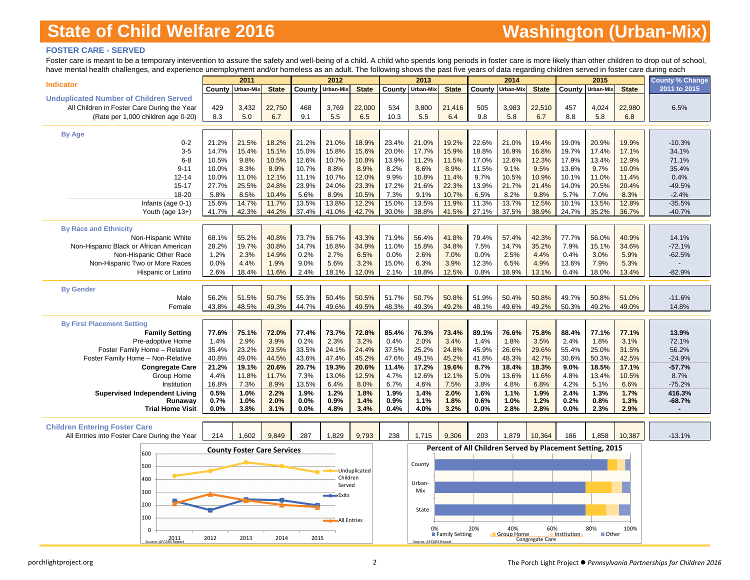# State of Child Welfare 2016

# Washington (Urban-Mix)

## FOSTER CARE - SERVED

Foster care is meant to be a temporary intervention to assure the safety and well-being of a child. A child who spends long periods in foster care is more likely than other children to drop out of school, have mental health challenges, and experience unemployment and/or homeless as an adult. The following shows the past five years of data regarding children served in foster care during each

| Indicator | 2011 | | | 2012 | | | 2013 | | | 2014 | | | 2015 | | | County % Change |
|---|---|---|---|---|---|---|---|---|---|---|---|---|---|---|---|---|
| | County | Urban-Mix | State | County | Urban-Mix | State | County | Urban-Mix | State | County | Urban-Mix | State | County | Urban-Mix | State | 2011 to 2015 |
| **Unduplicated Number of Children Served** | | | | | | | | | | | | | | | | |
| All Children in Foster Care During the Year | 429 | 3,432 | 22,750 | 468 | 3,769 | 22,000 | 534 | 3,800 | 21,416 | 505 | 3,983 | 22,510 | 457 | 4,024 | 22,980 | 6.5% |
| (Rate per 1,000 children age 0-20) | 8.3 | 5.0 | 6.7 | 9.1 | 5.5 | 6.5 | 10.3 | 5.5 | 6.4 | 9.8 | 5.8 | 6.7 | 8.8 | 5.8 | 6.8 | |
| **By Age** | | | | | | | | | | | | | | | | |
| 0-2 | 21.2% | 21.5% | 18.2% | 21.2% | 21.0% | 18.9% | 23.4% | 21.0% | 19.2% | 22.6% | 21.0% | 19.4% | 19.0% | 20.9% | 19.9% | -10.3% |
| 3-5 | 14.7% | 15.4% | 15.1% | 15.0% | 15.8% | 15.6% | 20.0% | 17.7% | 15.9% | 18.8% | 16.9% | 16.8% | 19.7% | 17.4% | 17.1% | 34.1% |
| 6-8 | 10.5% | 9.8% | 10.5% | 12.6% | 10.7% | 10.8% | 13.9% | 11.2% | 11.5% | 17.0% | 12.6% | 12.3% | 17.9% | 13.4% | 12.9% | 71.1% |
| 9-11 | 10.0% | 8.3% | 8.9% | 10.7% | 8.8% | 8.9% | 8.2% | 8.6% | 8.9% | 11.5% | 9.1% | 9.5% | 13.6% | 9.7% | 10.0% | 35.4% |
| 12-14 | 10.0% | 11.0% | 12.1% | 11.1% | 10.7% | 12.0% | 9.9% | 10.8% | 11.4% | 9.7% | 10.5% | 10.9% | 10.1% | 11.0% | 11.4% | 0.4% |
| 15-17 | 27.7% | 25.5% | 24.8% | 23.9% | 24.0% | 23.3% | 17.2% | 21.6% | 22.3% | 13.9% | 21.7% | 21.4% | 14.0% | 20.5% | 20.4% | -49.5% |
| 18-20 | 5.8% | 8.5% | 10.4% | 5.6% | 8.9% | 10.5% | 7.3% | 9.1% | 10.7% | 6.5% | 8.2% | 9.8% | 5.7% | 7.0% | 8.3% | -2.4% |
| Infants (age 0-1) | 15.6% | 14.7% | 11.7% | 13.5% | 13.8% | 12.2% | 15.0% | 13.5% | 11.9% | 11.3% | 13.7% | 12.5% | 10.1% | 13.5% | 12.8% | -35.5% |
| Youth (age 13+) | 41.7% | 42.3% | 44.2% | 37.4% | 41.0% | 42.7% | 30.0% | 38.8% | 41.5% | 27.1% | 37.5% | 38.9% | 24.7% | 35.2% | 36.7% | -40.7% |
| **By Race and Ethnicity** | | | | | | | | | | | | | | | | |
| Non-Hispanic White | 68.1% | 55.2% | 40.8% | 73.7% | 56.7% | 43.3% | 71.9% | 56.4% | 41.8% | 79.4% | 57.4% | 42.3% | 77.7% | 56.0% | 40.9% | 14.1% |
| Non-Hispanic Black or African American | 28.2% | 19.7% | 30.8% | 14.7% | 16.8% | 34.9% | 11.0% | 15.8% | 34.8% | 7.5% | 14.7% | 35.2% | 7.9% | 15.1% | 34.6% | -72.1% |
| Non-Hispanic Other Race | 1.2% | 2.3% | 14.9% | 0.2% | 2.7% | 6.5% | 0.0% | 2.6% | 7.0% | 0.0% | 2.5% | 4.4% | 0.4% | 3.0% | 5.9% | -62.5% |
| Non-Hispanic Two or More Races | 0.0% | 4.4% | 1.9% | 9.0% | 5.6% | 3.2% | 15.0% | 6.3% | 3.9% | 12.3% | 6.5% | 4.9% | 13.6% | 7.9% | 5.3% | - |
| Hispanic or Latino | 2.6% | 18.4% | 11.6% | 2.4% | 18.1% | 12.0% | 2.1% | 18.8% | 12.5% | 0.8% | 18.9% | 13.1% | 0.4% | 18.0% | 13.4% | -82.9% |
| **By Gender** | | | | | | | | | | | | | | | | |
| Male | 56.2% | 51.5% | 50.7% | 55.3% | 50.4% | 50.5% | 51.7% | 50.7% | 50.8% | 51.9% | 50.4% | 50.8% | 49.7% | 50.8% | 51.0% | -11.6% |
| Female | 43.8% | 48.5% | 49.3% | 44.7% | 49.6% | 49.5% | 48.3% | 49.3% | 49.2% | 48.1% | 49.6% | 49.2% | 50.3% | 49.2% | 49.0% | 14.8% |
| **By First Placement Setting** | | | | | | | | | | | | | | | | |
| **Family Setting** | **77.6%** | **75.1%** | **72.0%** | **77.4%** | **73.7%** | **72.8%** | **85.4%** | **76.3%** | **73.4%** | **89.1%** | **76.6%** | **75.8%** | **88.4%** | **77.1%** | **77.1%** | **13.9%** |
| Pre-adoptive Home | 1.4% | 2.9% | 3.9% | 0.2% | 2.3% | 3.2% | 0.4% | 2.0% | 3.4% | 1.4% | 1.8% | 3.5% | 2.4% | 1.8% | 3.1% | 72.1% |
| Foster Family Home – Relative | 35.4% | 23.2% | 23.5% | 33.5% | 24.1% | 24.4% | 37.5% | 25.2% | 24.8% | 45.9% | 26.6% | 29.6% | 55.4% | 25.0% | 31.5% | 56.2% |
| Foster Family Home – Non-Relative | 40.8% | 49.0% | 44.5% | 43.6% | 47.4% | 45.2% | 47.6% | 49.1% | 45.2% | 41.8% | 48.3% | 42.7% | 30.6% | 50.3% | 42.5% | -24.9% |
| **Congregate Care** | **21.2%** | **19.1%** | **20.6%** | **20.7%** | **19.3%** | **20.6%** | **11.4%** | **17.2%** | **19.6%** | **8.7%** | **18.4%** | **18.3%** | **9.0%** | **18.5%** | **17.1%** | **-57.7%** |
| Group Home | 4.4% | 11.8% | 11.7% | 7.3% | 13.0% | 12.5% | 4.7% | 12.6% | 12.1% | 5.0% | 13.6% | 11.6% | 4.8% | 13.4% | 10.5% | 8.7% |
| Institution | 16.8% | 7.3% | 8.9% | 13.5% | 6.4% | 8.0% | 6.7% | 4.6% | 7.5% | 3.8% | 4.8% | 6.8% | 4.2% | 5.1% | 6.6% | -75.2% |
| **Supervised Independent Living** | **0.5%** | **1.0%** | **2.2%** | **1.9%** | **1.2%** | **1.8%** | **1.9%** | **1.4%** | **2.0%** | **1.6%** | **1.1%** | **1.9%** | **2.4%** | **1.3%** | **1.7%** | **416.3%** |
| **Runaway** | **0.7%** | **1.0%** | **2.0%** | **0.0%** | **0.9%** | **1.4%** | **0.9%** | **1.1%** | **1.8%** | **0.6%** | **1.0%** | **1.2%** | **0.2%** | **0.8%** | **1.3%** | **-68.7%** |
| **Trial Home Visit** | **0.0%** | **3.8%** | **3.1%** | **0.0%** | **4.8%** | **3.4%** | **0.4%** | **4.0%** | **3.2%** | **0.0%** | **2.8%** | **2.8%** | **0.0%** | **2.3%** | **2.9%** | **-** |
| **Children Entering Foster Care** | | | | | | | | | | | | | | | | |
| All Entries into Foster Care During the Year | 214 | 1,602 | 9,849 | 287 | 1,829 | 9,793 | 238 | 1,715 | 9,306 | 203 | 1,879 | 10,364 | 186 | 1,858 | 10,387 | -13.1% |

**County Foster Care Services**

Legend: Unduplicated Children Served; Exits; All Entries

Source: AFCARS Report

**Percent of All Children Served by Placement Setting, 2015**

Legend: Family Setting; Group Home; Institution (Congregate Care); Other

Source: AFCARS Report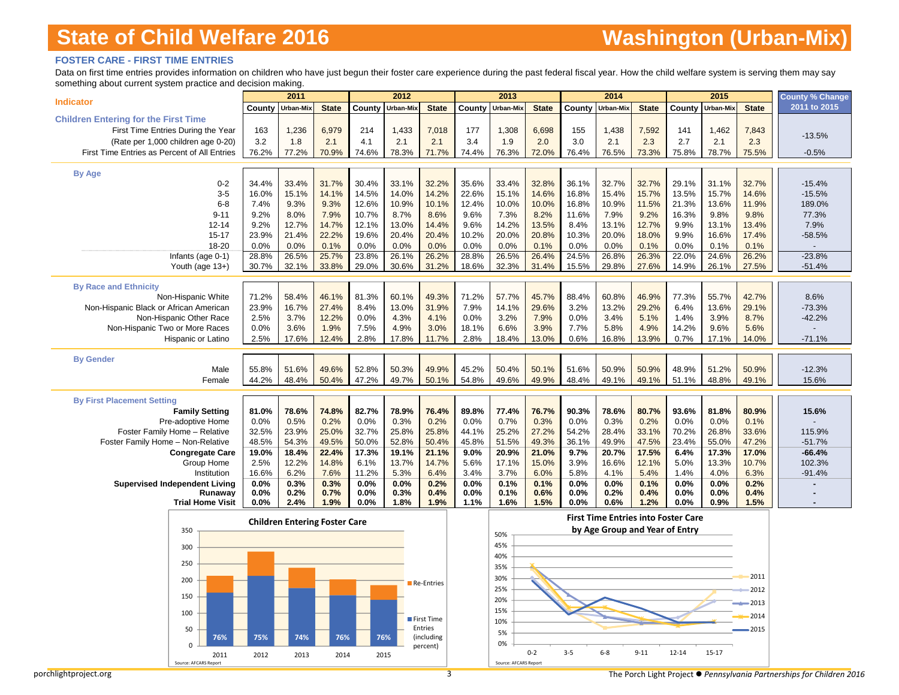# State of Child Welfare 2016 — Washington (Urban-Mix)

## FOSTER CARE - FIRST TIME ENTRIES

Data on first time entries provides information on children who have just begun their foster care experience during the past federal fiscal year. How the child welfare system is serving them may say something about current system practice and decision making.

| Indicator | 2011 | | | 2012 | | | 2013 | | | 2014 | | | 2015 | | | County % Change 2011 to 2015 |
|---|---|---|---|---|---|---|---|---|---|---|---|---|---|---|---|---|
| | County | Urban-Mix | State | County | Urban-Mix | State | County | Urban-Mix | State | County | Urban-Mix | State | County | Urban-Mix | State | |
| **Children Entering for the First Time** | | | | | | | | | | | | | | | | |
| First Time Entries During the Year | 163 | 1,236 | 6,979 | 214 | 1,433 | 7,018 | 177 | 1,308 | 6,698 | 155 | 1,438 | 7,592 | 141 | 1,462 | 7,843 | -13.5% |
| (Rate per 1,000 children age 0-20) | 3.2 | 1.8 | 2.1 | 4.1 | 2.1 | 2.1 | 3.4 | 1.9 | 2.0 | 3.0 | 2.1 | 2.3 | 2.7 | 2.1 | 2.3 | |
| First Time Entries as Percent of All Entries | 76.2% | 77.2% | 70.9% | 74.6% | 78.3% | 71.7% | 74.4% | 76.3% | 72.0% | 76.4% | 76.5% | 73.3% | 75.8% | 78.7% | 75.5% | -0.5% |
| **By Age** | | | | | | | | | | | | | | | | |
| 0-2 | 34.4% | 33.4% | 31.7% | 30.4% | 33.1% | 32.2% | 35.6% | 33.4% | 32.8% | 36.1% | 32.7% | 32.7% | 29.1% | 31.1% | 32.7% | -15.4% |
| 3-5 | 16.0% | 15.1% | 14.1% | 14.5% | 14.0% | 14.2% | 22.6% | 15.1% | 14.6% | 16.8% | 15.4% | 15.7% | 13.5% | 15.7% | 14.6% | -15.5% |
| 6-8 | 7.4% | 9.3% | 9.3% | 12.6% | 10.9% | 10.1% | 12.4% | 10.0% | 10.0% | 16.8% | 10.9% | 11.5% | 21.3% | 13.6% | 11.9% | 189.0% |
| 9-11 | 9.2% | 8.0% | 7.9% | 10.7% | 8.7% | 8.6% | 9.6% | 7.3% | 8.2% | 11.6% | 7.9% | 9.2% | 16.3% | 9.8% | 9.8% | 77.3% |
| 12-14 | 9.2% | 12.7% | 14.7% | 12.1% | 13.0% | 14.4% | 9.6% | 14.2% | 13.5% | 8.4% | 13.1% | 12.7% | 9.9% | 13.1% | 13.4% | 7.9% |
| 15-17 | 23.9% | 21.4% | 22.2% | 19.6% | 20.4% | 20.4% | 10.2% | 20.0% | 20.8% | 10.3% | 20.0% | 18.0% | 9.9% | 16.6% | 17.4% | -58.5% |
| 18-20 | 0.0% | 0.0% | 0.1% | 0.0% | 0.0% | 0.0% | 0.0% | 0.0% | 0.1% | 0.0% | 0.0% | 0.1% | 0.0% | 0.1% | 0.1% | - |
| Infants (age 0-1) | 28.8% | 26.5% | 25.7% | 23.8% | 26.1% | 26.2% | 28.8% | 26.5% | 26.4% | 24.5% | 26.8% | 26.3% | 22.0% | 24.6% | 26.2% | -23.8% |
| Youth (age 13+) | 30.7% | 32.1% | 33.8% | 29.0% | 30.6% | 31.2% | 18.6% | 32.3% | 31.4% | 15.5% | 29.8% | 27.6% | 14.9% | 26.1% | 27.5% | -51.4% |
| **By Race and Ethnicity** | | | | | | | | | | | | | | | | |
| Non-Hispanic White | 71.2% | 58.4% | 46.1% | 81.3% | 60.1% | 49.3% | 71.2% | 57.7% | 45.7% | 88.4% | 60.8% | 46.9% | 77.3% | 55.7% | 42.7% | 8.6% |
| Non-Hispanic Black or African American | 23.9% | 16.7% | 27.4% | 8.4% | 13.0% | 31.9% | 7.9% | 14.1% | 29.6% | 3.2% | 13.2% | 29.2% | 6.4% | 13.6% | 29.1% | -73.3% |
| Non-Hispanic Other Race | 2.5% | 3.7% | 12.2% | 0.0% | 4.3% | 4.1% | 0.0% | 3.2% | 7.9% | 0.0% | 3.4% | 5.1% | 1.4% | 3.9% | 8.7% | -42.2% |
| Non-Hispanic Two or More Races | 0.0% | 3.6% | 1.9% | 7.5% | 4.9% | 3.0% | 18.1% | 6.6% | 3.9% | 7.7% | 5.8% | 4.9% | 14.2% | 9.6% | 5.6% | - |
| Hispanic or Latino | 2.5% | 17.6% | 12.4% | 2.8% | 17.8% | 11.7% | 2.8% | 18.4% | 13.0% | 0.6% | 16.8% | 13.9% | 0.7% | 17.1% | 14.0% | -71.1% |
| **By Gender** | | | | | | | | | | | | | | | | |
| Male | 55.8% | 51.6% | 49.6% | 52.8% | 50.3% | 49.9% | 45.2% | 50.4% | 50.1% | 51.6% | 50.9% | 50.9% | 48.9% | 51.2% | 50.9% | -12.3% |
| Female | 44.2% | 48.4% | 50.4% | 47.2% | 49.7% | 50.1% | 54.8% | 49.6% | 49.9% | 48.4% | 49.1% | 49.1% | 51.1% | 48.8% | 49.1% | 15.6% |
| **By First Placement Setting** | | | | | | | | | | | | | | | | |
| **Family Setting** | **81.0%** | **78.6%** | **74.8%** | **82.7%** | **78.9%** | **76.4%** | **89.8%** | **77.4%** | **76.7%** | **90.3%** | **78.6%** | **80.7%** | **93.6%** | **81.8%** | **80.9%** | **15.6%** |
| Pre-adoptive Home | 0.0% | 0.5% | 0.2% | 0.0% | 0.3% | 0.2% | 0.0% | 0.7% | 0.3% | 0.0% | 0.3% | 0.2% | 0.0% | 0.0% | 0.1% | - |
| Foster Family Home – Relative | 32.5% | 23.9% | 25.0% | 32.7% | 25.8% | 25.8% | 44.1% | 25.2% | 27.2% | 54.2% | 28.4% | 33.1% | 70.2% | 26.8% | 33.6% | 115.9% |
| Foster Family Home – Non-Relative | 48.5% | 54.3% | 49.5% | 50.0% | 52.8% | 50.4% | 45.8% | 51.5% | 49.3% | 36.1% | 49.9% | 47.5% | 23.4% | 55.0% | 47.2% | -51.7% |
| **Congregate Care** | **19.0%** | **18.4%** | **22.4%** | **17.3%** | **19.1%** | **21.1%** | **9.0%** | **20.9%** | **21.0%** | **9.7%** | **20.7%** | **17.5%** | **6.4%** | **17.3%** | **17.0%** | **-66.4%** |
| Group Home | 2.5% | 12.2% | 14.8% | 6.1% | 13.7% | 14.7% | 5.6% | 17.1% | 15.0% | 3.9% | 16.6% | 12.1% | 5.0% | 13.3% | 10.7% | 102.3% |
| Institution | 16.6% | 6.2% | 7.6% | 11.2% | 5.3% | 6.4% | 3.4% | 3.7% | 6.0% | 5.8% | 4.1% | 5.4% | 1.4% | 4.0% | 6.3% | -91.4% |
| **Supervised Independent Living** | **0.0%** | **0.3%** | **0.3%** | **0.0%** | **0.0%** | **0.2%** | **0.0%** | **0.1%** | **0.1%** | **0.0%** | **0.0%** | **0.1%** | **0.0%** | **0.0%** | **0.2%** | **-** |
| **Runaway** | **0.0%** | **0.2%** | **0.7%** | **0.0%** | **0.3%** | **0.4%** | **0.0%** | **0.1%** | **0.6%** | **0.0%** | **0.2%** | **0.4%** | **0.0%** | **0.0%** | **0.4%** | **-** |
| **Trial Home Visit** | **0.0%** | **2.4%** | **1.9%** | **0.0%** | **1.8%** | **1.9%** | **1.1%** | **1.6%** | **1.5%** | **0.0%** | **0.6%** | **1.2%** | **0.0%** | **0.9%** | **1.5%** | **-** |

**Children Entering Foster Care**

| Year | First Time Entries (including percent) | Re-Entries |
|---|---|---|
| 2011 | 76% | |
| 2012 | 75% | |
| 2013 | 74% | |
| 2014 | 76% | |
| 2015 | 76% | |

Source: AFCARS Report

**First Time Entries into Foster Care by Age Group and Year of Entry**

Source: AFCARS Report

porchlightproject.org

The Porch Light Project ● *Pennsylvania Partnerships for Children 2016*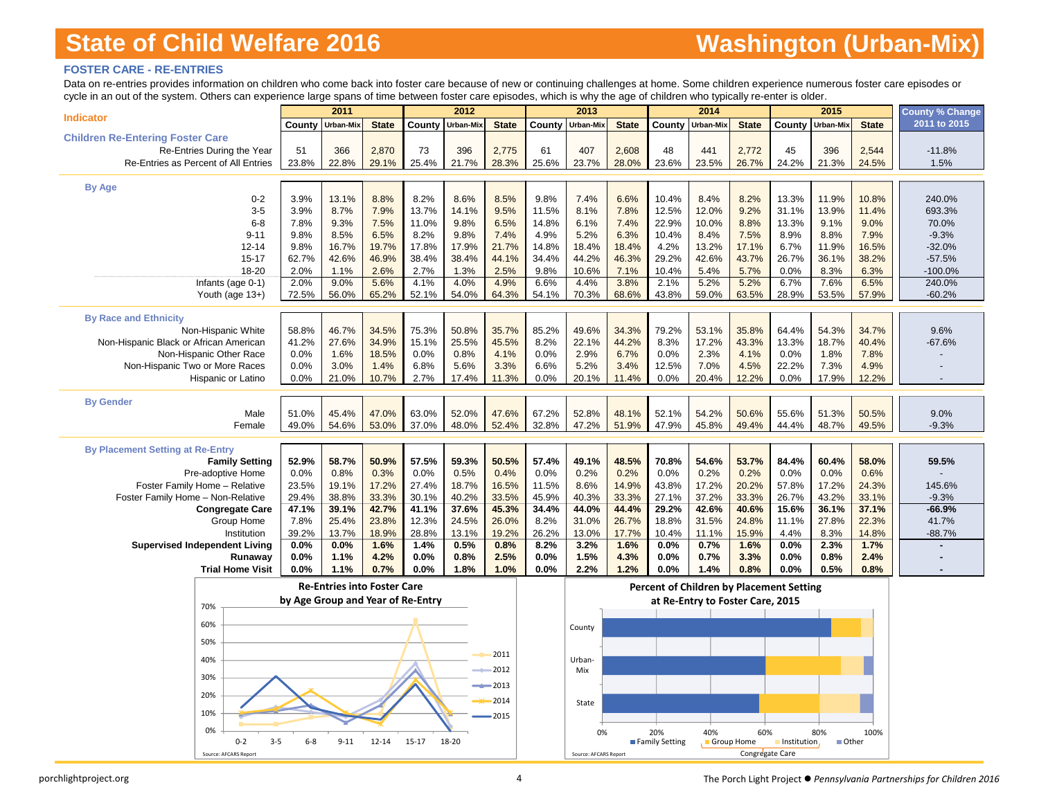# State of Child Welfare 2016 — Washington (Urban-Mix)

## FOSTER CARE - RE-ENTRIES

Data on re-entries provides information on children who come back into foster care because of new or continuing challenges at home. Some children experience numerous foster care episodes or cycle in an out of the system. Others can experience large spans of time between foster care episodes, which is why the age of children who typically re-enter is older.

| Indicator | 2011 | | | 2012 | | | 2013 | | | 2014 | | | 2015 | | | County % Change 2011 to 2015 |
|---|---|---|---|---|---|---|---|---|---|---|---|---|---|---|---|---|
| | County | Urban-Mix | State | County | Urban-Mix | State | County | Urban-Mix | State | County | Urban-Mix | State | County | Urban-Mix | State | |
| **Children Re-Entering Foster Care** | | | | | | | | | | | | | | | | |
| Re-Entries During the Year | 51 | 366 | 2,870 | 73 | 396 | 2,775 | 61 | 407 | 2,608 | 48 | 441 | 2,772 | 45 | 396 | 2,544 | -11.8% |
| Re-Entries as Percent of All Entries | 23.8% | 22.8% | 29.1% | 25.4% | 21.7% | 28.3% | 25.6% | 23.7% | 28.0% | 23.6% | 23.5% | 26.7% | 24.2% | 21.3% | 24.5% | 1.5% |
| **By Age** | | | | | | | | | | | | | | | | |
| 0-2 | 3.9% | 13.1% | 8.8% | 8.2% | 8.6% | 8.5% | 9.8% | 7.4% | 6.6% | 10.4% | 8.4% | 8.2% | 13.3% | 11.9% | 10.8% | 240.0% |
| 3-5 | 3.9% | 8.7% | 7.9% | 13.7% | 14.1% | 9.5% | 11.5% | 8.1% | 7.8% | 12.5% | 12.0% | 9.2% | 31.1% | 13.9% | 11.4% | 693.3% |
| 6-8 | 7.8% | 9.3% | 7.5% | 11.0% | 9.8% | 6.5% | 14.8% | 6.1% | 7.4% | 22.9% | 10.0% | 8.8% | 13.3% | 9.1% | 9.0% | 70.0% |
| 9-11 | 9.8% | 8.5% | 6.5% | 8.2% | 9.8% | 7.4% | 4.9% | 5.2% | 6.3% | 10.4% | 8.4% | 7.5% | 8.9% | 8.8% | 7.9% | -9.3% |
| 12-14 | 9.8% | 16.7% | 19.7% | 17.8% | 17.9% | 21.7% | 14.8% | 18.4% | 18.4% | 4.2% | 13.2% | 17.1% | 6.7% | 11.9% | 16.5% | -32.0% |
| 15-17 | 62.7% | 42.6% | 46.9% | 38.4% | 38.4% | 44.1% | 34.4% | 44.2% | 46.3% | 29.2% | 42.6% | 43.7% | 26.7% | 36.1% | 38.2% | -57.5% |
| 18-20 | 2.0% | 1.1% | 2.6% | 2.7% | 1.3% | 2.5% | 9.8% | 10.6% | 7.1% | 10.4% | 5.4% | 5.7% | 0.0% | 8.3% | 6.3% | -100.0% |
| Infants (age 0-1) | 2.0% | 9.0% | 5.6% | 4.1% | 4.0% | 4.9% | 6.6% | 4.4% | 3.8% | 2.1% | 5.2% | 5.2% | 6.7% | 7.6% | 6.5% | 240.0% |
| Youth (age 13+) | 72.5% | 56.0% | 65.2% | 52.1% | 54.0% | 64.3% | 54.1% | 70.3% | 68.6% | 43.8% | 59.0% | 63.5% | 28.9% | 53.5% | 57.9% | -60.2% |
| **By Race and Ethnicity** | | | | | | | | | | | | | | | | |
| Non-Hispanic White | 58.8% | 46.7% | 34.5% | 75.3% | 50.8% | 35.7% | 85.2% | 49.6% | 34.3% | 79.2% | 53.1% | 35.8% | 64.4% | 54.3% | 34.7% | 9.6% |
| Non-Hispanic Black or African American | 41.2% | 27.6% | 34.9% | 15.1% | 25.5% | 45.5% | 8.2% | 22.1% | 44.2% | 8.3% | 17.2% | 43.3% | 13.3% | 18.7% | 40.4% | -67.6% |
| Non-Hispanic Other Race | 0.0% | 1.6% | 18.5% | 0.0% | 0.8% | 4.1% | 0.0% | 2.9% | 6.7% | 0.0% | 2.3% | 4.1% | 0.0% | 1.8% | 7.8% | - |
| Non-Hispanic Two or More Races | 0.0% | 3.0% | 1.4% | 6.8% | 5.6% | 3.3% | 6.6% | 5.2% | 3.4% | 12.5% | 7.0% | 4.5% | 22.2% | 7.3% | 4.9% | - |
| Hispanic or Latino | 0.0% | 21.0% | 10.7% | 2.7% | 17.4% | 11.3% | 0.0% | 20.1% | 11.4% | 0.0% | 20.4% | 12.2% | 0.0% | 17.9% | 12.2% | - |
| **By Gender** | | | | | | | | | | | | | | | | |
| Male | 51.0% | 45.4% | 47.0% | 63.0% | 52.0% | 47.6% | 67.2% | 52.8% | 48.1% | 52.1% | 54.2% | 50.6% | 55.6% | 51.3% | 50.5% | 9.0% |
| Female | 49.0% | 54.6% | 53.0% | 37.0% | 48.0% | 52.4% | 32.8% | 47.2% | 51.9% | 47.9% | 45.8% | 49.4% | 44.4% | 48.7% | 49.5% | -9.3% |
| **By Placement Setting at Re-Entry** | | | | | | | | | | | | | | | | |
| **Family Setting** | **52.9%** | **58.7%** | **50.9%** | **57.5%** | **59.3%** | **50.5%** | **57.4%** | **49.1%** | **48.5%** | **70.8%** | **54.6%** | **53.7%** | **84.4%** | **60.4%** | **58.0%** | **59.5%** |
| Pre-adoptive Home | 0.0% | 0.8% | 0.3% | 0.0% | 0.5% | 0.4% | 0.0% | 0.2% | 0.2% | 0.0% | 0.2% | 0.2% | 0.0% | 0.0% | 0.6% | - |
| Foster Family Home – Relative | 23.5% | 19.1% | 17.2% | 27.4% | 18.7% | 16.5% | 11.5% | 8.6% | 14.9% | 43.8% | 17.2% | 20.2% | 57.8% | 17.2% | 24.3% | 145.6% |
| Foster Family Home – Non-Relative | 29.4% | 38.8% | 33.3% | 30.1% | 40.2% | 33.5% | 45.9% | 40.3% | 33.3% | 27.1% | 37.2% | 33.3% | 26.7% | 43.2% | 33.1% | -9.3% |
| **Congregate Care** | **47.1%** | **39.1%** | **42.7%** | **41.1%** | **37.6%** | **45.3%** | **34.4%** | **44.0%** | **44.4%** | **29.2%** | **42.6%** | **40.6%** | **15.6%** | **36.1%** | **37.1%** | **-66.9%** |
| Group Home | 7.8% | 25.4% | 23.8% | 12.3% | 24.5% | 26.0% | 8.2% | 31.0% | 26.7% | 18.8% | 31.5% | 24.8% | 11.1% | 27.8% | 22.3% | 41.7% |
| Institution | 39.2% | 13.7% | 18.9% | 28.8% | 13.1% | 19.2% | 26.2% | 13.0% | 17.7% | 10.4% | 11.1% | 15.9% | 4.4% | 8.3% | 14.8% | -88.7% |
| **Supervised Independent Living** | **0.0%** | **0.0%** | **1.6%** | **1.4%** | **0.5%** | **0.8%** | **8.2%** | **3.2%** | **1.6%** | **0.0%** | **0.7%** | **1.6%** | **0.0%** | **2.3%** | **1.7%** | **-** |
| **Runaway** | **0.0%** | **1.1%** | **4.2%** | **0.0%** | **0.8%** | **2.5%** | **0.0%** | **1.5%** | **4.3%** | **0.0%** | **0.7%** | **3.3%** | **0.0%** | **0.8%** | **2.4%** | **-** |
| **Trial Home Visit** | **0.0%** | **1.1%** | **0.7%** | **0.0%** | **1.8%** | **1.0%** | **0.0%** | **2.2%** | **1.2%** | **0.0%** | **1.4%** | **0.8%** | **0.0%** | **0.5%** | **0.8%** | **-** |

**Re-Entries into Foster Care by Age Group and Year of Re-Entry**

Source: AFCARS Report

**Percent of Children by Placement Setting at Re-Entry to Foster Care, 2015**

Source: AFCARS Report

porchlightproject.org — The Porch Light Project ● *Pennsylvania Partnerships for Children 2016*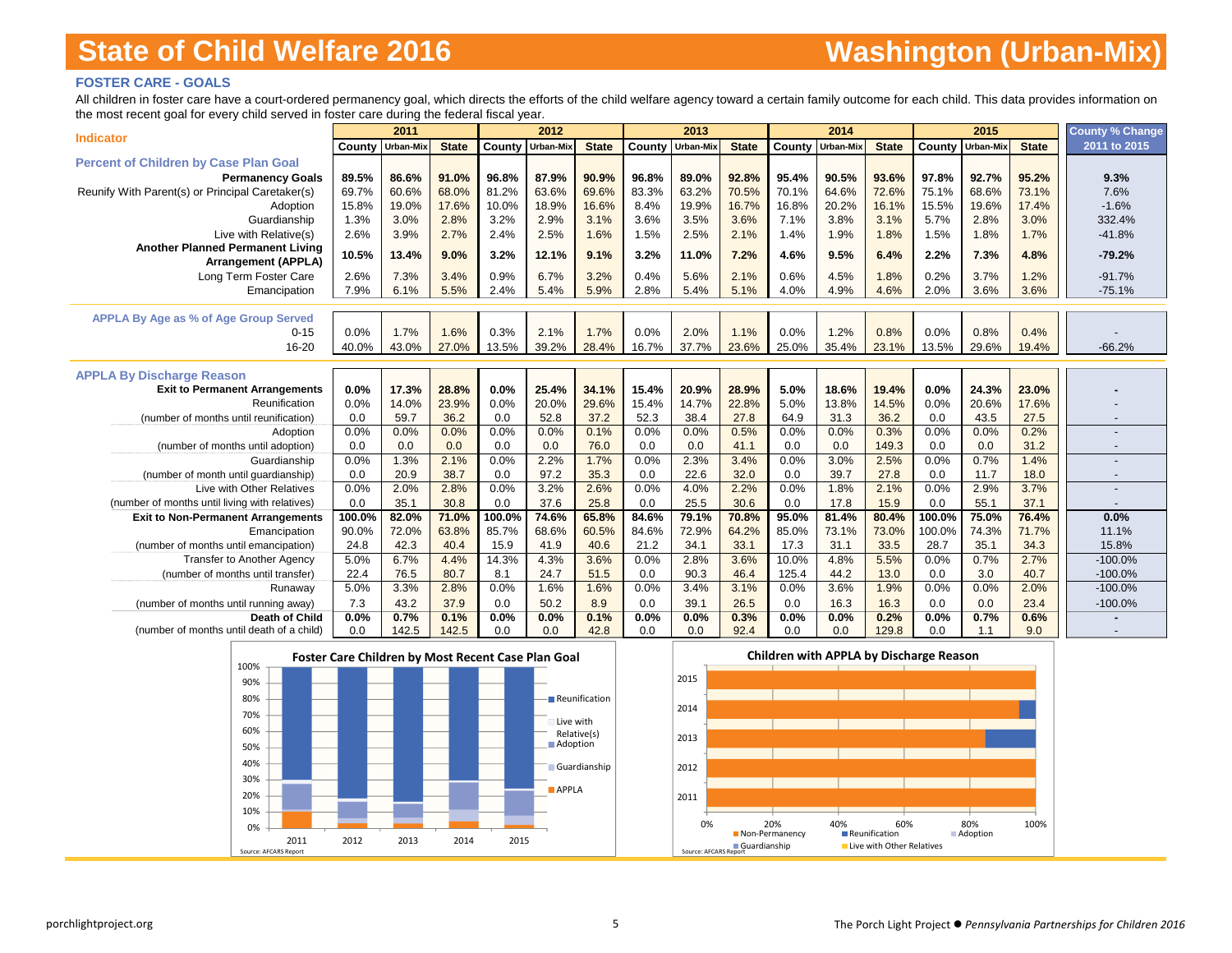# State of Child Welfare 2016

# Washington (Urban-Mix)

## FOSTER CARE - GOALS

All children in foster care have a court-ordered permanency goal, which directs the efforts of the child welfare agency toward a certain family outcome for each child. This data provides information on the most recent goal for every child served in foster care during the federal fiscal year.

| Indicator | 2011 | | | 2012 | | | 2013 | | | 2014 | | | 2015 | | | County % Change |
|---|---|---|---|---|---|---|---|---|---|---|---|---|---|---|---|---|
| | County | Urban-Mix | State | County | Urban-Mix | State | County | Urban-Mix | State | County | Urban-Mix | State | County | Urban-Mix | State | 2011 to 2015 |
| **Percent of Children by Case Plan Goal** | | | | | | | | | | | | | | | | |
| **Permanency Goals** | **89.5%** | **86.6%** | **91.0%** | **96.8%** | **87.9%** | **90.9%** | **96.8%** | **89.0%** | **92.8%** | **95.4%** | **90.5%** | **93.6%** | **97.8%** | **92.7%** | **95.2%** | **9.3%** |
| Reunify With Parent(s) or Principal Caretaker(s) | 69.7% | 60.6% | 68.0% | 81.2% | 63.6% | 69.6% | 83.3% | 63.2% | 70.5% | 70.1% | 64.6% | 72.6% | 75.1% | 68.6% | 73.1% | 7.6% |
| Adoption | 15.8% | 19.0% | 17.6% | 10.0% | 18.9% | 16.6% | 8.4% | 19.9% | 16.7% | 16.8% | 20.2% | 16.1% | 15.5% | 19.6% | 17.4% | -1.6% |
| Guardianship | 1.3% | 3.0% | 2.8% | 3.2% | 2.9% | 3.1% | 3.6% | 3.5% | 3.6% | 7.1% | 3.8% | 3.1% | 5.7% | 2.8% | 3.0% | 332.4% |
| Live with Relative(s) | 2.6% | 3.9% | 2.7% | 2.4% | 2.5% | 1.6% | 1.5% | 2.5% | 2.1% | 1.4% | 1.9% | 1.8% | 1.5% | 1.8% | 1.7% | -41.8% |
| **Another Planned Permanent Living Arrangement (APPLA)** | **10.5%** | **13.4%** | **9.0%** | **3.2%** | **12.1%** | **9.1%** | **3.2%** | **11.0%** | **7.2%** | **4.6%** | **9.5%** | **6.4%** | **2.2%** | **7.3%** | **4.8%** | **-79.2%** |
| Long Term Foster Care | 2.6% | 7.3% | 3.4% | 0.9% | 6.7% | 3.2% | 0.4% | 5.6% | 2.1% | 0.6% | 4.5% | 1.8% | 0.2% | 3.7% | 1.2% | -91.7% |
| Emancipation | 7.9% | 6.1% | 5.5% | 2.4% | 5.4% | 5.9% | 2.8% | 5.4% | 5.1% | 4.0% | 4.9% | 4.6% | 2.0% | 3.6% | 3.6% | -75.1% |
| **APPLA By Age as % of Age Group Served** | | | | | | | | | | | | | | | | |
| 0-15 | 0.0% | 1.7% | 1.6% | 0.3% | 2.1% | 1.7% | 0.0% | 2.0% | 1.1% | 0.0% | 1.2% | 0.8% | 0.0% | 0.8% | 0.4% | - |
| 16-20 | 40.0% | 43.0% | 27.0% | 13.5% | 39.2% | 28.4% | 16.7% | 37.7% | 23.6% | 25.0% | 35.4% | 23.1% | 13.5% | 29.6% | 19.4% | -66.2% |
| **APPLA By Discharge Reason** | | | | | | | | | | | | | | | | |
| **Exit to Permanent Arrangements** | **0.0%** | **17.3%** | **28.8%** | **0.0%** | **25.4%** | **34.1%** | **15.4%** | **20.9%** | **28.9%** | **5.0%** | **18.6%** | **19.4%** | **0.0%** | **24.3%** | **23.0%** | **-** |
| Reunification | 0.0% | 14.0% | 23.9% | 0.0% | 20.0% | 29.6% | 15.4% | 14.7% | 22.8% | 5.0% | 13.8% | 14.5% | 0.0% | 20.6% | 17.6% | - |
| (number of months until reunification) | 0.0 | 59.7 | 36.2 | 0.0 | 52.8 | 37.2 | 52.3 | 38.4 | 27.8 | 64.9 | 31.3 | 36.2 | 0.0 | 43.5 | 27.5 | - |
| Adoption | 0.0% | 0.0% | 0.0% | 0.0% | 0.0% | 0.1% | 0.0% | 0.0% | 0.5% | 0.0% | 0.0% | 0.3% | 0.0% | 0.0% | 0.2% | - |
| (number of months until adoption) | 0.0 | 0.0 | 0.0 | 0.0 | 0.0 | 76.0 | 0.0 | 0.0 | 41.1 | 0.0 | 0.0 | 149.3 | 0.0 | 0.0 | 31.2 | - |
| Guardianship | 0.0% | 1.3% | 2.1% | 0.0% | 2.2% | 1.7% | 0.0% | 2.3% | 3.4% | 0.0% | 3.0% | 2.5% | 0.0% | 0.7% | 1.4% | - |
| (number of month until guardianship) | 0.0 | 20.9 | 38.7 | 0.0 | 97.2 | 35.3 | 0.0 | 22.6 | 32.0 | 0.0 | 39.7 | 27.8 | 0.0 | 11.7 | 18.0 | - |
| Live with Other Relatives | 0.0% | 2.0% | 2.8% | 0.0% | 3.2% | 2.6% | 0.0% | 4.0% | 2.2% | 0.0% | 1.8% | 2.1% | 0.0% | 2.9% | 3.7% | - |
| (number of months until living with relatives) | 0.0 | 35.1 | 30.8 | 0.0 | 37.6 | 25.8 | 0.0 | 25.5 | 30.6 | 0.0 | 17.8 | 15.9 | 0.0 | 55.1 | 37.1 | - |
| **Exit to Non-Permanent Arrangements** | **100.0%** | **82.0%** | **71.0%** | **100.0%** | **74.6%** | **65.8%** | **84.6%** | **79.1%** | **70.8%** | **95.0%** | **81.4%** | **80.4%** | **100.0%** | **75.0%** | **76.4%** | **0.0%** |
| Emancipation | 90.0% | 72.0% | 63.8% | 85.7% | 68.6% | 60.5% | 84.6% | 72.9% | 64.2% | 85.0% | 73.1% | 73.0% | 100.0% | 74.3% | 71.7% | 11.1% |
| (number of months until emancipation) | 24.8 | 42.3 | 40.4 | 15.9 | 41.9 | 40.6 | 21.2 | 34.1 | 33.1 | 17.3 | 31.1 | 33.5 | 28.7 | 35.1 | 34.3 | 15.8% |
| Transfer to Another Agency | 5.0% | 6.7% | 4.4% | 14.3% | 4.3% | 3.6% | 0.0% | 2.8% | 3.6% | 10.0% | 4.8% | 5.5% | 0.0% | 0.7% | 2.7% | -100.0% |
| (number of months until transfer) | 22.4 | 76.5 | 80.7 | 8.1 | 24.7 | 51.5 | 0.0 | 90.3 | 46.4 | 125.4 | 44.2 | 13.0 | 0.0 | 3.0 | 40.7 | -100.0% |
| Runaway | 5.0% | 3.3% | 2.8% | 0.0% | 1.6% | 1.6% | 0.0% | 3.4% | 3.1% | 0.0% | 3.6% | 1.9% | 0.0% | 0.0% | 2.0% | -100.0% |
| (number of months until running away) | 7.3 | 43.2 | 37.9 | 0.0 | 50.2 | 8.9 | 0.0 | 39.1 | 26.5 | 0.0 | 16.3 | 16.3 | 0.0 | 0.0 | 23.4 | -100.0% |
| **Death of Child** | **0.0%** | **0.7%** | **0.1%** | **0.0%** | **0.0%** | **0.1%** | **0.0%** | **0.0%** | **0.3%** | **0.0%** | **0.0%** | **0.2%** | **0.0%** | **0.7%** | **0.6%** | **-** |
| (number of months until death of a child) | 0.0 | 142.5 | 142.5 | 0.0 | 0.0 | 42.8 | 0.0 | 0.0 | 92.4 | 0.0 | 0.0 | 129.8 | 0.0 | 1.1 | 9.0 | - |

**Foster Care Children by Most Recent Case Plan Goal**

Legend: Reunification, Live with Relative(s), Adoption, Guardianship, APPLA

Source: AFCARS Report

**Children with APPLA by Discharge Reason**

Legend: Non-Permanency, Reunification, Adoption, Guardianship, Live with Other Relatives

Source: AFCARS Report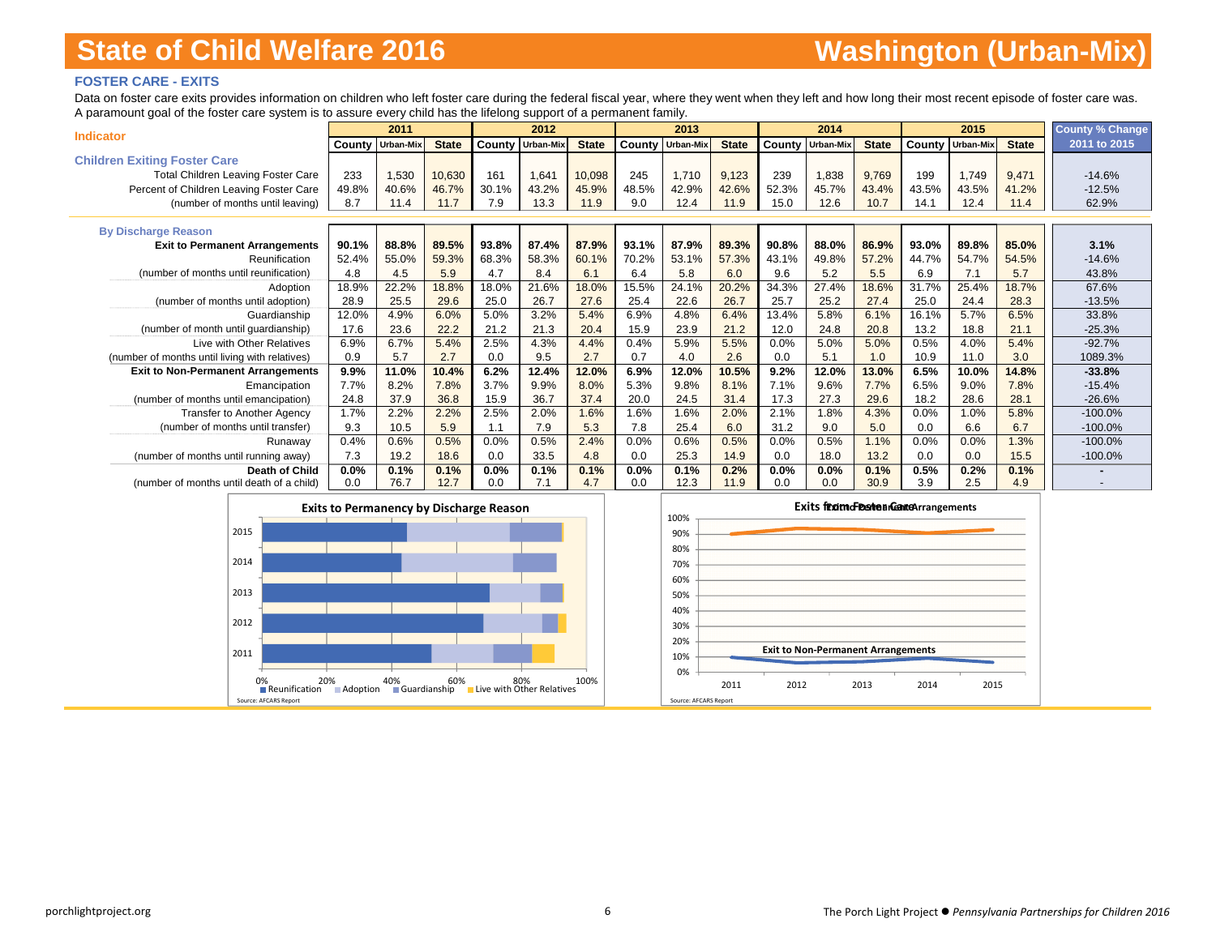# State of Child Welfare 2016 — Washington (Urban-Mix)

### FOSTER CARE - EXITS

Data on foster care exits provides information on children who left foster care during the federal fiscal year, where they went when they left and how long their most recent episode of foster care was. A paramount goal of the foster care system is to assure every child has the lifelong support of a permanent family.

| Indicator | 2011 | | | 2012 | | | 2013 | | | 2014 | | | 2015 | | | County % Change |
|---|---|---|---|---|---|---|---|---|---|---|---|---|---|---|---|---|
| | County | Urban-Mix | State | County | Urban-Mix | State | County | Urban-Mix | State | County | Urban-Mix | State | County | Urban-Mix | State | 2011 to 2015 |
| **Children Exiting Foster Care** | | | | | | | | | | | | | | | | |
| Total Children Leaving Foster Care | 233 | 1,530 | 10,630 | 161 | 1,641 | 10,098 | 245 | 1,710 | 9,123 | 239 | 1,838 | 9,769 | 199 | 1,749 | 9,471 | -14.6% |
| Percent of Children Leaving Foster Care | 49.8% | 40.6% | 46.7% | 30.1% | 43.2% | 45.9% | 48.5% | 42.9% | 42.6% | 52.3% | 45.7% | 43.4% | 43.5% | 43.5% | 41.2% | -12.5% |
| (number of months until leaving) | 8.7 | 11.4 | 11.7 | 7.9 | 13.3 | 11.9 | 9.0 | 12.4 | 11.9 | 15.0 | 12.6 | 10.7 | 14.1 | 12.4 | 11.4 | 62.9% |
| **By Discharge Reason** | | | | | | | | | | | | | | | | |
| **Exit to Permanent Arrangements** | **90.1%** | **88.8%** | **89.5%** | **93.8%** | **87.4%** | **87.9%** | **93.1%** | **87.9%** | **89.3%** | **90.8%** | **88.0%** | **86.9%** | **93.0%** | **89.8%** | **85.0%** | **3.1%** |
| Reunification | 52.4% | 55.0% | 59.3% | 68.3% | 58.3% | 60.1% | 70.2% | 53.1% | 57.3% | 43.1% | 49.8% | 57.2% | 44.7% | 54.7% | 54.5% | -14.6% |
| (number of months until reunification) | 4.8 | 4.5 | 5.9 | 4.7 | 8.4 | 6.1 | 6.4 | 5.8 | 6.0 | 9.6 | 5.2 | 5.5 | 6.9 | 7.1 | 5.7 | 43.8% |
| Adoption | 18.9% | 22.2% | 18.8% | 18.0% | 21.6% | 18.0% | 15.5% | 24.1% | 20.2% | 34.3% | 27.4% | 18.6% | 31.7% | 25.4% | 18.7% | 67.6% |
| (number of months until adoption) | 28.9 | 25.5 | 29.6 | 25.0 | 26.7 | 27.6 | 25.4 | 22.6 | 26.7 | 25.7 | 25.2 | 27.4 | 25.0 | 24.4 | 28.3 | -13.5% |
| Guardianship | 12.0% | 4.9% | 6.0% | 5.0% | 3.2% | 5.4% | 6.9% | 4.8% | 6.4% | 13.4% | 5.8% | 6.1% | 16.1% | 5.7% | 6.5% | 33.8% |
| (number of month until guardianship) | 17.6 | 23.6 | 22.2 | 21.2 | 21.3 | 20.4 | 15.9 | 23.9 | 21.2 | 12.0 | 24.8 | 20.8 | 13.2 | 18.8 | 21.1 | -25.3% |
| Live with Other Relatives | 6.9% | 6.7% | 5.4% | 2.5% | 4.3% | 4.4% | 0.4% | 5.9% | 5.5% | 0.0% | 5.0% | 5.0% | 0.5% | 4.0% | 5.4% | -92.7% |
| (number of months until living with relatives) | 0.9 | 5.7 | 2.7 | 0.0 | 9.5 | 2.7 | 0.7 | 4.0 | 2.6 | 0.0 | 5.1 | 1.0 | 10.9 | 11.0 | 3.0 | 1089.3% |
| **Exit to Non-Permanent Arrangements** | **9.9%** | **11.0%** | **10.4%** | **6.2%** | **12.4%** | **12.0%** | **6.9%** | **12.0%** | **10.5%** | **9.2%** | **12.0%** | **13.0%** | **6.5%** | **10.0%** | **14.8%** | **-33.8%** |
| Emancipation | 7.7% | 8.2% | 7.8% | 3.7% | 9.9% | 8.0% | 5.3% | 9.8% | 8.1% | 7.1% | 9.6% | 7.7% | 6.5% | 9.0% | 7.8% | -15.4% |
| (number of months until emancipation) | 24.8 | 37.9 | 36.8 | 15.9 | 36.7 | 37.4 | 20.0 | 24.5 | 31.4 | 17.3 | 27.3 | 29.6 | 18.2 | 28.6 | 28.1 | -26.6% |
| Transfer to Another Agency | 1.7% | 2.2% | 2.2% | 2.5% | 2.0% | 1.6% | 1.6% | 1.6% | 2.0% | 2.1% | 1.8% | 4.3% | 0.0% | 1.0% | 5.8% | -100.0% |
| (number of months until transfer) | 9.3 | 10.5 | 5.9 | 1.1 | 7.9 | 5.3 | 7.8 | 25.4 | 6.0 | 31.2 | 9.0 | 5.0 | 0.0 | 6.6 | 6.7 | -100.0% |
| Runaway | 0.4% | 0.6% | 0.5% | 0.0% | 0.5% | 2.4% | 0.0% | 0.6% | 0.5% | 0.0% | 0.5% | 1.1% | 0.0% | 0.0% | 1.3% | -100.0% |
| (number of months until running away) | 7.3 | 19.2 | 18.6 | 0.0 | 33.5 | 4.8 | 0.0 | 25.3 | 14.9 | 0.0 | 18.0 | 13.2 | 0.0 | 0.0 | 15.5 | -100.0% |
| **Death of Child** | **0.0%** | **0.1%** | **0.1%** | **0.0%** | **0.1%** | **0.1%** | **0.0%** | **0.1%** | **0.2%** | **0.0%** | **0.0%** | **0.1%** | **0.5%** | **0.2%** | **0.1%** | **-** |
| (number of months until death of a child) | 0.0 | 76.7 | 12.7 | 0.0 | 7.1 | 4.7 | 0.0 | 12.3 | 11.9 | 0.0 | 0.0 | 30.9 | 3.9 | 2.5 | 4.9 | - |

**Exits to Permanency by Discharge Reason**

Reunification | Adoption | Guardianship | Live with Other Relatives

Source: AFCARS Report

**Exits from Foster Care**

Exit to Permanent Arrangements | Exit to Non-Permanent Arrangements

Source: AFCARS Report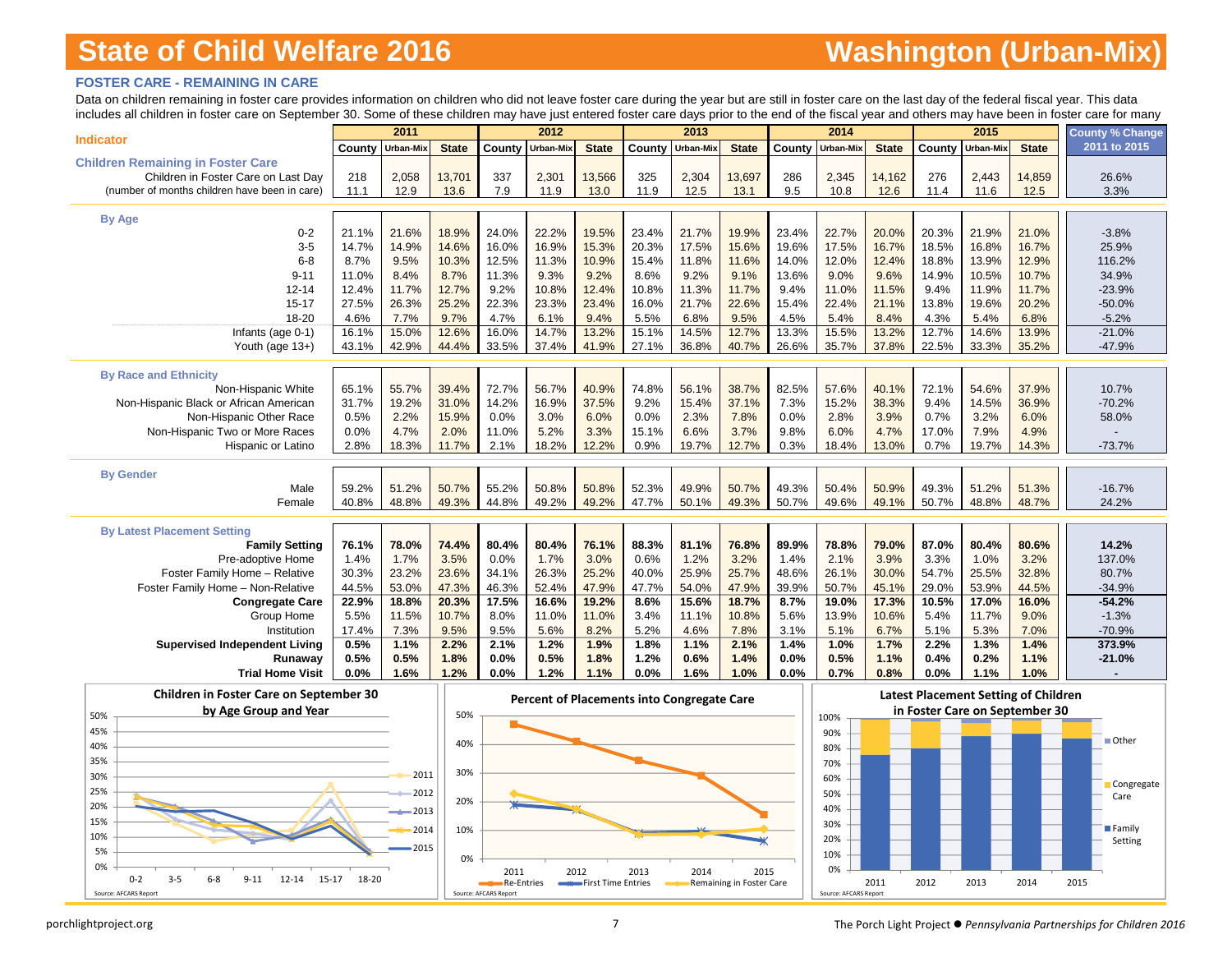# State of Child Welfare 2016

# Washington (Urban-Mix)

### FOSTER CARE - REMAINING IN CARE

Data on children remaining in foster care provides information on children who did not leave foster care during the year but are still in foster care on the last day of the federal fiscal year. This data includes all children in foster care on September 30. Some of these children may have just entered foster care days prior to the end of the fiscal year and others may have been in foster care for many

| Indicator | 2011 | | | 2012 | | | 2013 | | | 2014 | | | 2015 | | | County % Change 2011 to 2015 |
|---|---|---|---|---|---|---|---|---|---|---|---|---|---|---|---|---|
| | County | Urban-Mix | State | County | Urban-Mix | State | County | Urban-Mix | State | County | Urban-Mix | State | County | Urban-Mix | State | |
| **Children Remaining in Foster Care** | | | | | | | | | | | | | | | | |
| Children in Foster Care on Last Day | 218 | 2,058 | 13,701 | 337 | 2,301 | 13,566 | 325 | 2,304 | 13,697 | 286 | 2,345 | 14,162 | 276 | 2,443 | 14,859 | 26.6% |
| (number of months children have been in care) | 11.1 | 12.9 | 13.6 | 7.9 | 11.9 | 13.0 | 11.9 | 12.5 | 13.1 | 9.5 | 10.8 | 12.6 | 11.4 | 11.6 | 12.5 | 3.3% |
| **By Age** | | | | | | | | | | | | | | | | |
| 0-2 | 21.1% | 21.6% | 18.9% | 24.0% | 22.2% | 19.5% | 23.4% | 21.7% | 19.9% | 23.4% | 22.7% | 20.0% | 20.3% | 21.9% | 21.0% | -3.8% |
| 3-5 | 14.7% | 14.9% | 14.6% | 16.0% | 16.9% | 15.3% | 20.3% | 17.5% | 15.6% | 19.6% | 17.5% | 16.7% | 18.5% | 16.8% | 16.7% | 25.9% |
| 6-8 | 8.7% | 9.5% | 10.3% | 12.5% | 11.3% | 10.9% | 15.4% | 11.8% | 11.6% | 14.0% | 12.0% | 12.4% | 18.8% | 13.9% | 12.9% | 116.2% |
| 9-11 | 11.0% | 8.4% | 8.7% | 11.3% | 9.3% | 9.2% | 8.6% | 9.2% | 9.1% | 13.6% | 9.0% | 9.6% | 14.9% | 10.5% | 10.7% | 34.9% |
| 12-14 | 12.4% | 11.7% | 12.7% | 9.2% | 10.8% | 12.4% | 10.8% | 11.3% | 11.7% | 9.4% | 11.0% | 11.5% | 9.4% | 11.9% | 11.7% | -23.9% |
| 15-17 | 27.5% | 26.3% | 25.2% | 22.3% | 23.3% | 23.4% | 16.0% | 21.7% | 22.6% | 15.4% | 22.4% | 21.1% | 13.8% | 19.6% | 20.2% | -50.0% |
| 18-20 | 4.6% | 7.7% | 9.7% | 4.7% | 6.1% | 9.4% | 5.5% | 6.8% | 9.5% | 4.5% | 5.4% | 8.4% | 4.3% | 5.4% | 6.8% | -5.2% |
| Infants (age 0-1) | 16.1% | 15.0% | 12.6% | 16.0% | 14.7% | 13.2% | 15.1% | 14.5% | 12.7% | 13.3% | 15.5% | 13.2% | 12.7% | 14.6% | 13.9% | -21.0% |
| Youth (age 13+) | 43.1% | 42.9% | 44.4% | 33.5% | 37.4% | 41.9% | 27.1% | 36.8% | 40.7% | 26.6% | 35.7% | 37.8% | 22.5% | 33.3% | 35.2% | -47.9% |
| **By Race and Ethnicity** | | | | | | | | | | | | | | | | |
| Non-Hispanic White | 65.1% | 55.7% | 39.4% | 72.7% | 56.7% | 40.9% | 74.8% | 56.1% | 38.7% | 82.5% | 57.6% | 40.1% | 72.1% | 54.6% | 37.9% | 10.7% |
| Non-Hispanic Black or African American | 31.7% | 19.2% | 31.0% | 14.2% | 16.9% | 37.5% | 9.2% | 15.4% | 37.1% | 7.3% | 15.2% | 38.3% | 9.4% | 14.5% | 36.9% | -70.2% |
| Non-Hispanic Other Race | 0.5% | 2.2% | 15.9% | 0.0% | 3.0% | 6.0% | 0.0% | 2.3% | 7.8% | 0.0% | 2.8% | 3.9% | 0.7% | 3.2% | 6.0% | 58.0% |
| Non-Hispanic Two or More Races | 0.0% | 4.7% | 2.0% | 11.0% | 5.2% | 3.3% | 15.1% | 6.6% | 3.7% | 9.8% | 6.0% | 4.7% | 17.0% | 7.9% | 4.9% | - |
| Hispanic or Latino | 2.8% | 18.3% | 11.7% | 2.1% | 18.2% | 12.2% | 0.9% | 19.7% | 12.7% | 0.3% | 18.4% | 13.0% | 0.7% | 19.7% | 14.3% | -73.7% |
| **By Gender** | | | | | | | | | | | | | | | | |
| Male | 59.2% | 51.2% | 50.7% | 55.2% | 50.8% | 50.8% | 52.3% | 49.9% | 50.7% | 49.3% | 50.4% | 50.9% | 49.3% | 51.2% | 51.3% | -16.7% |
| Female | 40.8% | 48.8% | 49.3% | 44.8% | 49.2% | 49.2% | 47.7% | 50.1% | 49.3% | 50.7% | 49.6% | 49.1% | 50.7% | 48.8% | 48.7% | 24.2% |
| **By Latest Placement Setting** | | | | | | | | | | | | | | | | |
| **Family Setting** | **76.1%** | **78.0%** | **74.4%** | **80.4%** | **80.4%** | **76.1%** | **88.3%** | **81.1%** | **76.8%** | **89.9%** | **78.8%** | **79.0%** | **87.0%** | **80.4%** | **80.6%** | **14.2%** |
| Pre-adoptive Home | 1.4% | 1.7% | 3.5% | 0.0% | 1.7% | 3.0% | 0.6% | 1.2% | 3.2% | 1.4% | 2.1% | 3.9% | 3.3% | 1.0% | 3.2% | 137.0% |
| Foster Family Home – Relative | 30.3% | 23.2% | 23.6% | 34.1% | 26.3% | 25.2% | 40.0% | 25.9% | 25.7% | 48.6% | 26.1% | 30.0% | 54.7% | 25.5% | 32.8% | 80.7% |
| Foster Family Home – Non-Relative | 44.5% | 53.0% | 47.3% | 46.3% | 52.4% | 47.9% | 47.7% | 54.0% | 47.9% | 39.9% | 50.7% | 45.1% | 29.0% | 53.9% | 44.5% | -34.9% |
| **Congregate Care** | **22.9%** | **18.8%** | **20.3%** | **17.5%** | **16.6%** | **19.2%** | **8.6%** | **15.6%** | **18.7%** | **8.7%** | **19.0%** | **17.3%** | **10.5%** | **17.0%** | **16.0%** | **-54.2%** |
| Group Home | 5.5% | 11.5% | 10.7% | 8.0% | 11.0% | 11.0% | 3.4% | 11.1% | 10.8% | 5.6% | 13.9% | 10.6% | 5.4% | 11.7% | 9.0% | -1.3% |
| Institution | 17.4% | 7.3% | 9.5% | 9.5% | 5.6% | 8.2% | 5.2% | 4.6% | 7.8% | 3.1% | 5.1% | 6.7% | 5.1% | 5.3% | 7.0% | -70.9% |
| **Supervised Independent Living** | **0.5%** | **1.1%** | **2.2%** | **2.1%** | **1.2%** | **1.9%** | **1.8%** | **1.1%** | **2.1%** | **1.4%** | **1.0%** | **1.7%** | **2.2%** | **1.3%** | **1.4%** | **373.9%** |
| **Runaway** | **0.5%** | **0.5%** | **1.8%** | **0.0%** | **0.5%** | **1.8%** | **1.2%** | **0.6%** | **1.4%** | **0.0%** | **0.5%** | **1.1%** | **0.4%** | **0.2%** | **1.1%** | **-21.0%** |
| **Trial Home Visit** | **0.0%** | **1.6%** | **1.2%** | **0.0%** | **1.2%** | **1.1%** | **0.0%** | **1.6%** | **1.0%** | **0.0%** | **0.7%** | **0.8%** | **0.0%** | **1.1%** | **1.0%** | **-** |

**Children in Foster Care on September 30 by Age Group and Year**

Source: AFCARS Report

**Percent of Placements into Congregate Care**

Source: AFCARS Report

**Latest Placement Setting of Children in Foster Care on September 30**

Source: AFCARS Report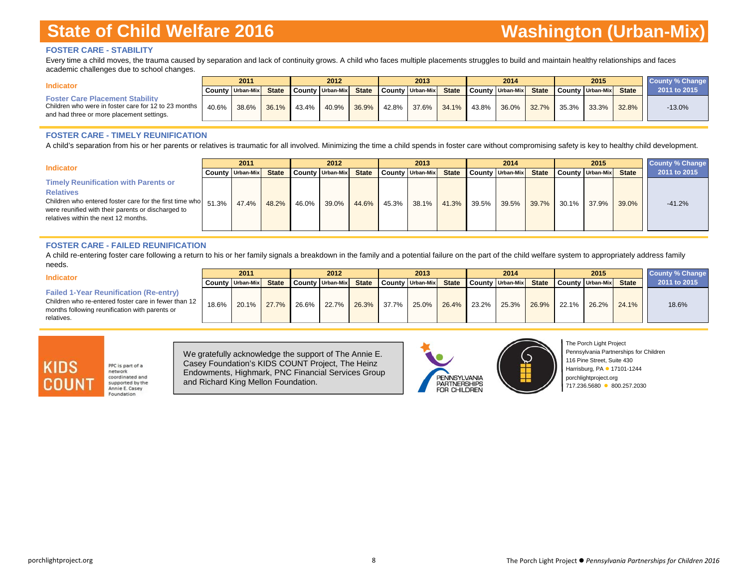# State of Child Welfare 2016 — Washington (Urban-Mix)

## FOSTER CARE - STABILITY

Every time a child moves, the trauma caused by separation and lack of continuity grows. A child who faces multiple placements struggles to build and maintain healthy relationships and faces academic challenges due to school changes.

| Indicator | 2011 | | | 2012 | | | 2013 | | | 2014 | | | 2015 | | | County % Change |
|---|---|---|---|---|---|---|---|---|---|---|---|---|---|---|---|---|
| | County | Urban-Mix | State | County | Urban-Mix | State | County | Urban-Mix | State | County | Urban-Mix | State | County | Urban-Mix | State | 2011 to 2015 |
| **Foster Care Placement Stability** Children who were in foster care for 12 to 23 months and had three or more placement settings. | 40.6% | 38.6% | 36.1% | 43.4% | 40.9% | 36.9% | 42.8% | 37.6% | 34.1% | 43.8% | 36.0% | 32.7% | 35.3% | 33.3% | 32.8% | -13.0% |

## FOSTER CARE - TIMELY REUNIFICATION

A child's separation from his or her parents or relatives is traumatic for all involved. Minimizing the time a child spends in foster care without compromising safety is key to healthy child development.

| Indicator | 2011 | | | 2012 | | | 2013 | | | 2014 | | | 2015 | | | County % Change |
|---|---|---|---|---|---|---|---|---|---|---|---|---|---|---|---|---|
| | County | Urban-Mix | State | County | Urban-Mix | State | County | Urban-Mix | State | County | Urban-Mix | State | County | Urban-Mix | State | 2011 to 2015 |
| **Timely Reunification with Parents or Relatives** Children who entered foster care for the first time who were reunified with their parents or discharged to relatives within the next 12 months. | 51.3% | 47.4% | 48.2% | 46.0% | 39.0% | 44.6% | 45.3% | 38.1% | 41.3% | 39.5% | 39.5% | 39.7% | 30.1% | 37.9% | 39.0% | -41.2% |

## FOSTER CARE - FAILED REUNIFICATION

A child re-entering foster care following a return to his or her family signals a breakdown in the family and a potential failure on the part of the child welfare system to appropriately address family needs.

| Indicator | 2011 | | | 2012 | | | 2013 | | | 2014 | | | 2015 | | | County % Change |
|---|---|---|---|---|---|---|---|---|---|---|---|---|---|---|---|---|
| | County | Urban-Mix | State | County | Urban-Mix | State | County | Urban-Mix | State | County | Urban-Mix | State | County | Urban-Mix | State | 2011 to 2015 |
| **Failed 1-Year Reunification (Re-entry)** Children who re-entered foster care in fewer than 12 months following reunification with parents or relatives. | 18.6% | 20.1% | 27.7% | 26.6% | 22.7% | 26.3% | 37.7% | 25.0% | 26.4% | 23.2% | 25.3% | 26.9% | 22.1% | 26.2% | 24.1% | 18.6% |

KIDS COUNT

PPC is part of a network coordinated and supported by the Annie E. Casey Foundation

We gratefully acknowledge the support of The Annie E. Casey Foundation's KIDS COUNT Project, The Heinz Endowments, Highmark, PNC Financial Services Group and Richard King Mellon Foundation.

PENNSYLVANIA PARTNERSHIPS FOR CHILDREN

The Porch Light Project
Pennsylvania Partnerships for Children
116 Pine Street, Suite 430
Harrisburg, PA • 17101-1244
porchlightproject.org
717.236.5680 • 800.257.2030